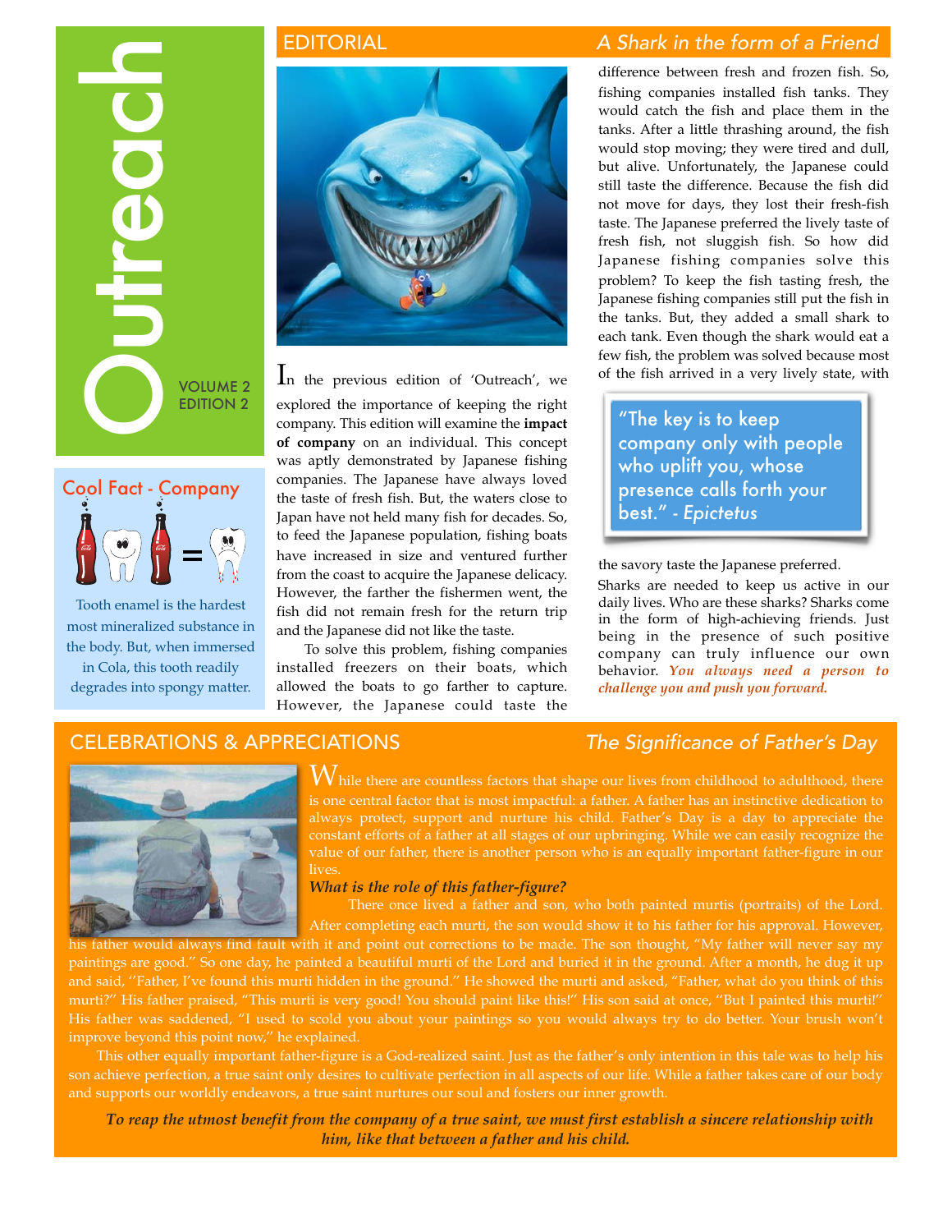# Outreach

VOLUME 2
EDITION 2

## Cool Fact - Company

Tooth enamel is the hardest most mineralized substance in the body. But, when immersed in Cola, this tooth readily degrades into spongy matter.

## EDITORIAL

### A Shark in the form of a Friend

In the previous edition of 'Outreach', we explored the importance of keeping the right company. This edition will examine the **impact of company** on an individual. This concept was aptly demonstrated by Japanese fishing companies. The Japanese have always loved the taste of fresh fish. But, the waters close to Japan have not held many fish for decades. So, to feed the Japanese population, fishing boats have increased in size and ventured further from the coast to acquire the Japanese delicacy. However, the farther the fishermen went, the fish did not remain fresh for the return trip and the Japanese did not like the taste.

To solve this problem, fishing companies installed freezers on their boats, which allowed the boats to go farther to capture. However, the Japanese could taste the difference between fresh and frozen fish. So, fishing companies installed fish tanks. They would catch the fish and place them in the tanks. After a little thrashing around, the fish would stop moving; they were tired and dull, but alive. Unfortunately, the Japanese could still taste the difference. Because the fish did not move for days, they lost their fresh-fish taste. The Japanese preferred the lively taste of fresh fish, not sluggish fish. So how did Japanese fishing companies solve this problem? To keep the fish tasting fresh, the Japanese fishing companies still put the fish in the tanks. But, they added a small shark to each tank. Even though the shark would eat a few fish, the problem was solved because most of the fish arrived in a very lively state, with the savory taste the Japanese preferred.

> "The key is to keep company only with people who uplift you, whose presence calls forth your best." - *Epictetus*

Sharks are needed to keep us active in our daily lives. Who are these sharks? Sharks come in the form of high-achieving friends. Just being in the presence of such positive company can truly influence our own behavior. ***You always need a person to challenge you and push you forward.***

## CELEBRATIONS & APPRECIATIONS

### The Significance of Father's Day

While there are countless factors that shape our lives from childhood to adulthood, there is one central factor that is most impactful: a father. A father has an instinctive dedication to always protect, support and nurture his child. Father's Day is a day to appreciate the constant efforts of a father at all stages of our upbringing. While we can easily recognize the value of our father, there is another person who is an equally important father-figure in our lives.

***What is the role of this father-figure?***

There once lived a father and son, who both painted murtis (portraits) of the Lord. After completing each murti, the son would show it to his father for his approval. However, his father would always find fault with it and point out corrections to be made. The son thought, "My father will never say my paintings are good." So one day, he painted a beautiful murti of the Lord and buried it in the ground. After a month, he dug it up and said, "Father, I've found this murti hidden in the ground." He showed the murti and asked, "Father, what do you think of this murti?" His father praised, "This murti is very good! You should paint like this!" His son said at once, "But I painted this murti!" His father was saddened, "I used to scold you about your paintings so you would always try to do better. Your brush won't improve beyond this point now," he explained.

This other equally important father-figure is a God-realized saint. Just as the father's only intention in this tale was to help his son achieve perfection, a true saint only desires to cultivate perfection in all aspects of our life. While a father takes care of our body and supports our worldly endeavors, a true saint nurtures our soul and fosters our inner growth.

***To reap the utmost benefit from the company of a true saint, we must first establish a sincere relationship with him, like that between a father and his child.***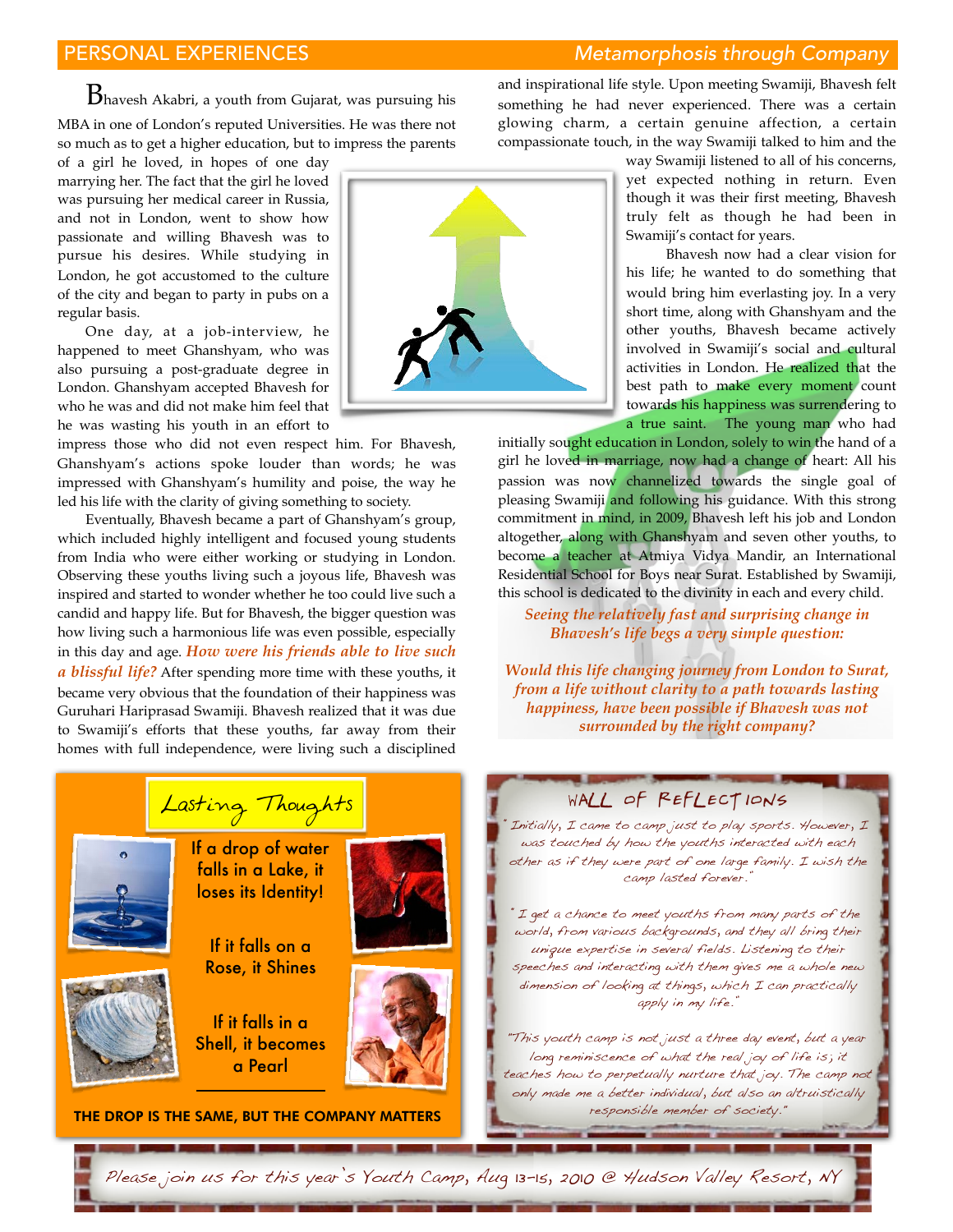## PERSONAL EXPERIENCES

### *Metamorphosis through Company*

Bhavesh Akabri, a youth from Gujarat, was pursuing his MBA in one of London's reputed Universities. He was there not so much as to get a higher education, but to impress the parents of a girl he loved, in hopes of one day marrying her. The fact that the girl he loved was pursuing her medical career in Russia, and not in London, went to show how passionate and willing Bhavesh was to pursue his desires. While studying in London, he got accustomed to the culture of the city and began to party in pubs on a regular basis.

One day, at a job-interview, he happened to meet Ghanshyam, who was also pursuing a post-graduate degree in London. Ghanshyam accepted Bhavesh for who he was and did not make him feel that he was wasting his youth in an effort to impress those who did not even respect him. For Bhavesh, Ghanshyam's actions spoke louder than words; he was impressed with Ghanshyam's humility and poise, the way he led his life with the clarity of giving something to society.

Eventually, Bhavesh became a part of Ghanshyam's group, which included highly intelligent and focused young students from India who were either working or studying in London. Observing these youths living such a joyous life, Bhavesh was inspired and started to wonder whether he too could live such a candid and happy life. But for Bhavesh, the bigger question was how living such a harmonious life was even possible, especially in this day and age. ***How were his friends able to live such a blissful life?*** After spending more time with these youths, it became very obvious that the foundation of their happiness was Guruhari Hariprasad Swamiji. Bhavesh realized that it was due to Swamiji's efforts that these youths, far away from their homes with full independence, were living such a disciplined and inspirational life style. Upon meeting Swamiji, Bhavesh felt something he had never experienced. There was a certain glowing charm, a certain genuine affection, a certain compassionate touch, in the way Swamiji talked to him and the way Swamiji listened to all of his concerns, yet expected nothing in return. Even though it was their first meeting, Bhavesh truly felt as though he had been in Swamiji's contact for years.

Bhavesh now had a clear vision for his life; he wanted to do something that would bring him everlasting joy. In a very short time, along with Ghanshyam and the other youths, Bhavesh became actively involved in Swamiji's social and cultural activities in London. He realized that the best path to make every moment count towards his happiness was surrendering to a true saint. The young man who had initially sought education in London, solely to win the hand of a girl he loved in marriage, now had a change of heart: All his passion was now channelized towards the single goal of pleasing Swamiji and following his guidance. With this strong commitment in mind, in 2009, Bhavesh left his job and London altogether, along with Ghanshyam and seven other youths, to become a teacher at Atmiya Vidya Mandir, an International Residential School for Boys near Surat. Established by Swamiji, this school is dedicated to the divinity in each and every child.

***Seeing the relatively fast and surprising change in Bhavesh's life begs a very simple question:***

***Would this life changing journey from London to Surat, from a life without clarity to a path towards lasting happiness, have been possible if Bhavesh was not surrounded by the right company?***

### Lasting Thoughts

If a drop of water falls in a Lake, it loses its Identity!

If it falls on a Rose, it Shines

If it falls in a Shell, it becomes a Pearl

**THE DROP IS THE SAME, BUT THE COMPANY MATTERS**

### WALL OF REFLECTIONS

"Initially, I came to camp just to play sports. However, I was touched by how the youths interacted with each other as if they were part of one large family. I wish the camp lasted forever."

"I get a chance to meet youths from many parts of the world, from various backgrounds, and they all bring their unique expertise in several fields. Listening to their speeches and interacting with them gives me a whole new dimension of looking at things, which I can practically apply in my life."

"This youth camp is not just a three day event, but a year long reminiscence of what the real joy of life is; it teaches how to perpetually nurture that joy. The camp not only made me a better individual, but also an altruistically responsible member of society."

*Please join us for this year's Youth Camp, Aug 13-15, 2010 @ Hudson Valley Resort, NY*